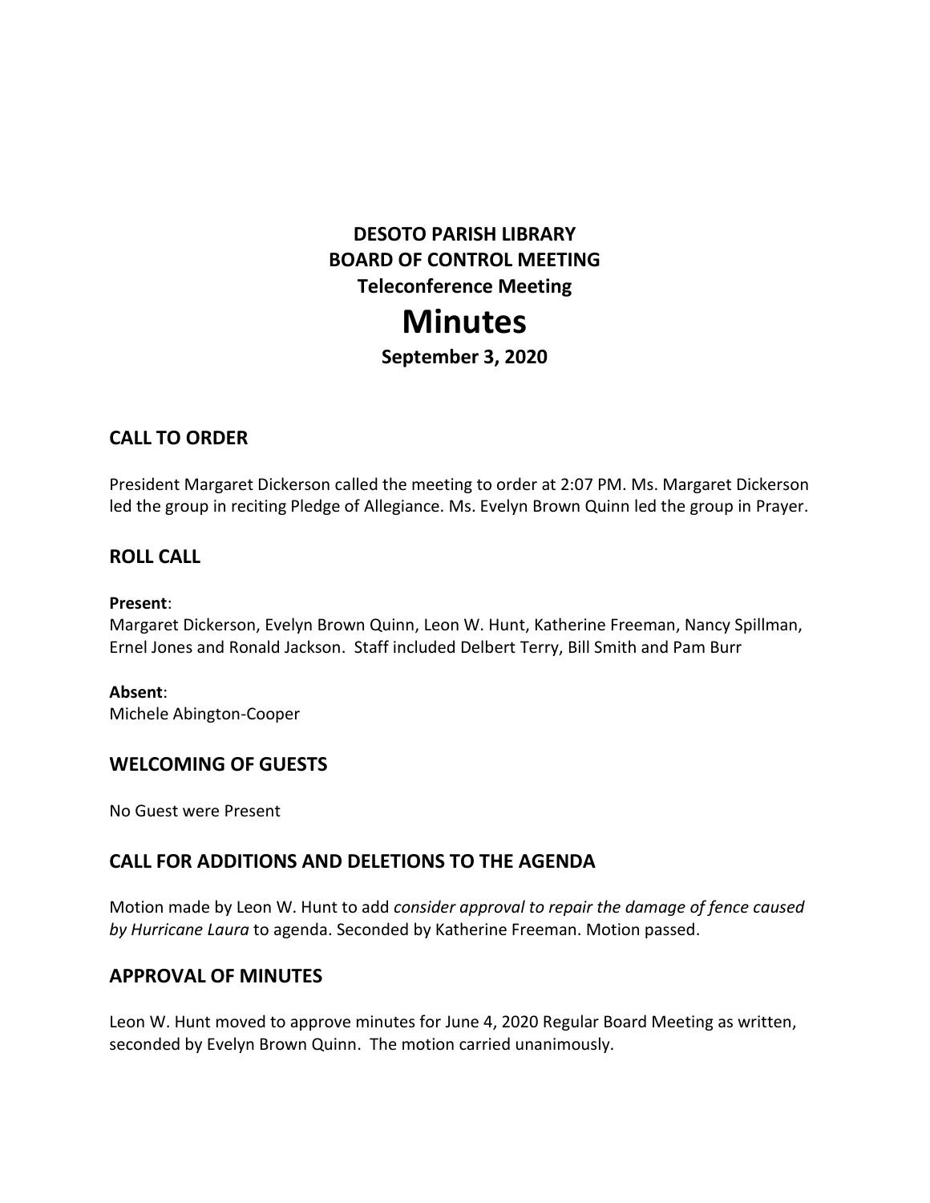# DESOTO PARISH LIBRARY
# BOARD OF CONTROL MEETING
## Teleconference Meeting

# Minutes

**September 3, 2020**

## CALL TO ORDER

President Margaret Dickerson called the meeting to order at 2:07 PM. Ms. Margaret Dickerson led the group in reciting Pledge of Allegiance. Ms. Evelyn Brown Quinn led the group in Prayer.

## ROLL CALL

**Present**:
Margaret Dickerson, Evelyn Brown Quinn, Leon W. Hunt, Katherine Freeman, Nancy Spillman, Ernel Jones and Ronald Jackson. Staff included Delbert Terry, Bill Smith and Pam Burr

**Absent**:
Michele Abington-Cooper

## WELCOMING OF GUESTS

No Guest were Present

## CALL FOR ADDITIONS AND DELETIONS TO THE AGENDA

Motion made by Leon W. Hunt to add *consider approval to repair the damage of fence caused by Hurricane Laura* to agenda. Seconded by Katherine Freeman. Motion passed.

## APPROVAL OF MINUTES

Leon W. Hunt moved to approve minutes for June 4, 2020 Regular Board Meeting as written, seconded by Evelyn Brown Quinn. The motion carried unanimously.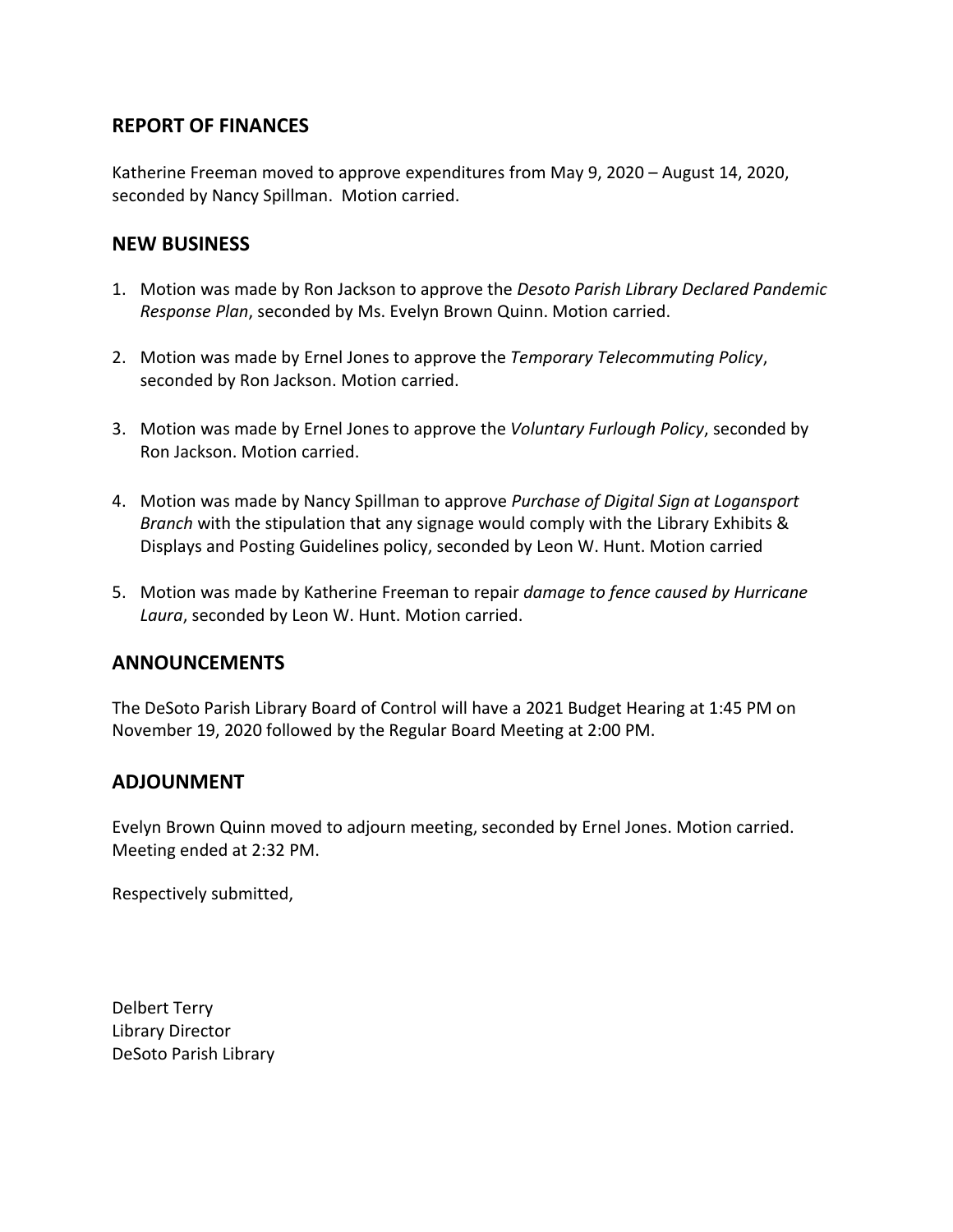## REPORT OF FINANCES

Katherine Freeman moved to approve expenditures from May 9, 2020 – August 14, 2020, seconded by Nancy Spillman. Motion carried.

## NEW BUSINESS

1. Motion was made by Ron Jackson to approve the *Desoto Parish Library Declared Pandemic Response Plan*, seconded by Ms. Evelyn Brown Quinn. Motion carried.

2. Motion was made by Ernel Jones to approve the *Temporary Telecommuting Policy*, seconded by Ron Jackson. Motion carried.

3. Motion was made by Ernel Jones to approve the *Voluntary Furlough Policy*, seconded by Ron Jackson. Motion carried.

4. Motion was made by Nancy Spillman to approve *Purchase of Digital Sign at Logansport Branch* with the stipulation that any signage would comply with the Library Exhibits & Displays and Posting Guidelines policy, seconded by Leon W. Hunt. Motion carried

5. Motion was made by Katherine Freeman to repair *damage to fence caused by Hurricane Laura*, seconded by Leon W. Hunt. Motion carried.

## ANNOUNCEMENTS

The DeSoto Parish Library Board of Control will have a 2021 Budget Hearing at 1:45 PM on November 19, 2020 followed by the Regular Board Meeting at 2:00 PM.

## ADJOUNMENT

Evelyn Brown Quinn moved to adjourn meeting, seconded by Ernel Jones. Motion carried. Meeting ended at 2:32 PM.

Respectively submitted,

Delbert Terry
Library Director
DeSoto Parish Library